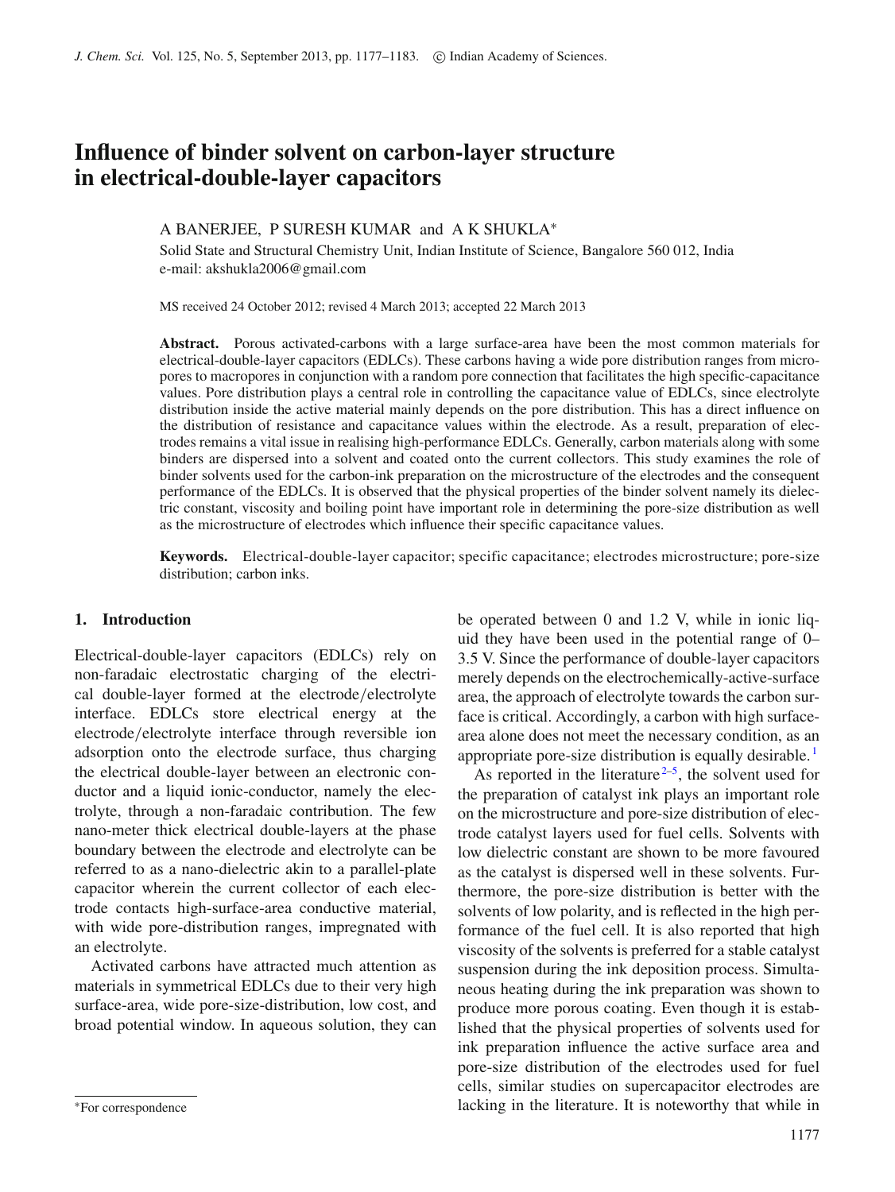# Influence of binder solvent on carbon-layer structure in electrical-double-layer capacitors

A BANERJEE, P SURESH KUMAR and A K SHUKLA*

Solid State and Structural Chemistry Unit, Indian Institute of Science, Bangalore 560 012, India
e-mail: akshukla2006@gmail.com

MS received 24 October 2012; revised 4 March 2013; accepted 22 March 2013

**Abstract.** Porous activated-carbons with a large surface-area have been the most common materials for electrical-double-layer capacitors (EDLCs). These carbons having a wide pore distribution ranges from micropores to macropores in conjunction with a random pore connection that facilitates the high specific-capacitance values. Pore distribution plays a central role in controlling the capacitance value of EDLCs, since electrolyte distribution inside the active material mainly depends on the pore distribution. This has a direct influence on the distribution of resistance and capacitance values within the electrode. As a result, preparation of electrodes remains a vital issue in realising high-performance EDLCs. Generally, carbon materials along with some binders are dispersed into a solvent and coated onto the current collectors. This study examines the role of binder solvents used for the carbon-ink preparation on the microstructure of the electrodes and the consequent performance of the EDLCs. It is observed that the physical properties of the binder solvent namely its dielectric constant, viscosity and boiling point have important role in determining the pore-size distribution as well as the microstructure of electrodes which influence their specific capacitance values.

**Keywords.** Electrical-double-layer capacitor; specific capacitance; electrodes microstructure; pore-size distribution; carbon inks.

## 1. Introduction

Electrical-double-layer capacitors (EDLCs) rely on non-faradaic electrostatic charging of the electrical double-layer formed at the electrode/electrolyte interface. EDLCs store electrical energy at the electrode/electrolyte interface through reversible ion adsorption onto the electrode surface, thus charging the electrical double-layer between an electronic conductor and a liquid ionic-conductor, namely the electrolyte, through a non-faradaic contribution. The few nano-meter thick electrical double-layers at the phase boundary between the electrode and electrolyte can be referred to as a nano-dielectric akin to a parallel-plate capacitor wherein the current collector of each electrode contacts high-surface-area conductive material, with wide pore-distribution ranges, impregnated with an electrolyte.

Activated carbons have attracted much attention as materials in symmetrical EDLCs due to their very high surface-area, wide pore-size-distribution, low cost, and broad potential window. In aqueous solution, they can be operated between 0 and 1.2 V, while in ionic liquid they have been used in the potential range of 0–3.5 V. Since the performance of double-layer capacitors merely depends on the electrochemically-active-surface area, the approach of electrolyte towards the carbon surface is critical. Accordingly, a carbon with high surface-area alone does not meet the necessary condition, as an appropriate pore-size distribution is equally desirable.[1]

As reported in the literature[2–5], the solvent used for the preparation of catalyst ink plays an important role on the microstructure and pore-size distribution of electrode catalyst layers used for fuel cells. Solvents with low dielectric constant are shown to be more favoured as the catalyst is dispersed well in these solvents. Furthermore, the pore-size distribution is better with the solvents of low polarity, and is reflected in the high performance of the fuel cell. It is also reported that high viscosity of the solvents is preferred for a stable catalyst suspension during the ink deposition process. Simultaneous heating during the ink preparation was shown to produce more porous coating. Even though it is established that the physical properties of solvents used for ink preparation influence the active surface area and pore-size distribution of the electrodes used for fuel cells, similar studies on supercapacitor electrodes are lacking in the literature. It is noteworthy that while in

*For correspondence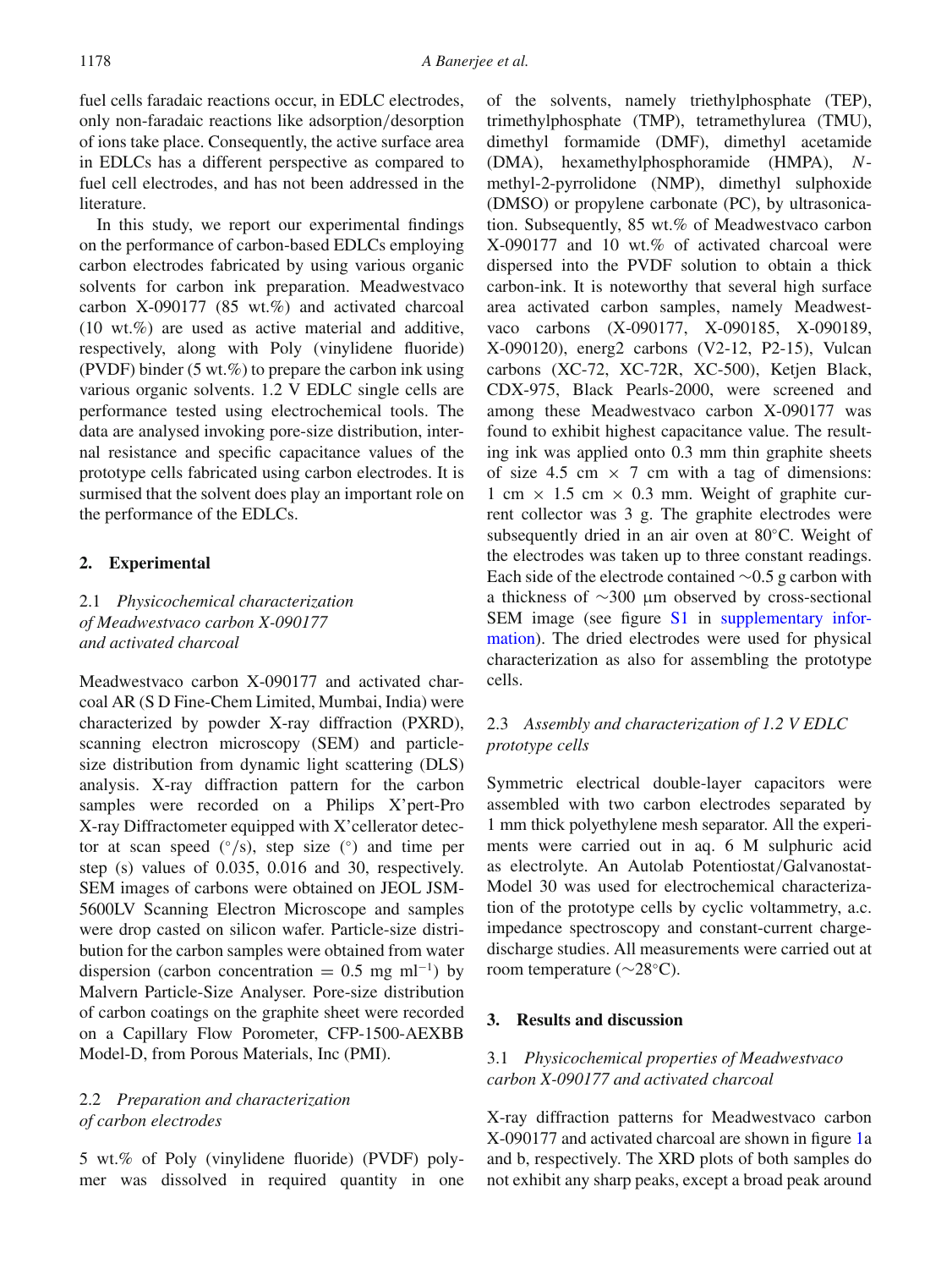fuel cells faradaic reactions occur, in EDLC electrodes, only non-faradaic reactions like adsorption/desorption of ions take place. Consequently, the active surface area in EDLCs has a different perspective as compared to fuel cell electrodes, and has not been addressed in the literature.

In this study, we report our experimental findings on the performance of carbon-based EDLCs employing carbon electrodes fabricated by using various organic solvents for carbon ink preparation. Meadwestvaco carbon X-090177 (85 wt.%) and activated charcoal (10 wt.%) are used as active material and additive, respectively, along with Poly (vinylidene fluoride) (PVDF) binder (5 wt.%) to prepare the carbon ink using various organic solvents. 1.2 V EDLC single cells are performance tested using electrochemical tools. The data are analysed invoking pore-size distribution, internal resistance and specific capacitance values of the prototype cells fabricated using carbon electrodes. It is surmised that the solvent does play an important role on the performance of the EDLCs.

## 2. Experimental

### 2.1 *Physicochemical characterization of Meadwestvaco carbon X-090177 and activated charcoal*

Meadwestvaco carbon X-090177 and activated charcoal AR (S D Fine-Chem Limited, Mumbai, India) were characterized by powder X-ray diffraction (PXRD), scanning electron microscopy (SEM) and particle-size distribution from dynamic light scattering (DLS) analysis. X-ray diffraction pattern for the carbon samples were recorded on a Philips X'pert-Pro X-ray Diffractometer equipped with X'cellerator detector at scan speed (°/s), step size (°) and time per step (s) values of 0.035, 0.016 and 30, respectively. SEM images of carbons were obtained on JEOL JSM-5600LV Scanning Electron Microscope and samples were drop casted on silicon wafer. Particle-size distribution for the carbon samples were obtained from water dispersion (carbon concentration = 0.5 mg ml$^{-1}$) by Malvern Particle-Size Analyser. Pore-size distribution of carbon coatings on the graphite sheet were recorded on a Capillary Flow Porometer, CFP-1500-AEXBB Model-D, from Porous Materials, Inc (PMI).

### 2.2 *Preparation and characterization of carbon electrodes*

5 wt.% of Poly (vinylidene fluoride) (PVDF) polymer was dissolved in required quantity in one of the solvents, namely triethylphosphate (TEP), trimethylphosphate (TMP), tetramethylurea (TMU), dimethyl formamide (DMF), dimethyl acetamide (DMA), hexamethylphosphoramide (HMPA), *N*-methyl-2-pyrrolidone (NMP), dimethyl sulphoxide (DMSO) or propylene carbonate (PC), by ultrasonication. Subsequently, 85 wt.% of Meadwestvaco carbon X-090177 and 10 wt.% of activated charcoal were dispersed into the PVDF solution to obtain a thick carbon-ink. It is noteworthy that several high surface area activated carbon samples, namely Meadwestvaco carbons (X-090177, X-090185, X-090189, X-090120), energ2 carbons (V2-12, P2-15), Vulcan carbons (XC-72, XC-72R, XC-500), Ketjen Black, CDX-975, Black Pearls-2000, were screened and among these Meadwestvaco carbon X-090177 was found to exhibit highest capacitance value. The resulting ink was applied onto 0.3 mm thin graphite sheets of size 4.5 cm × 7 cm with a tag of dimensions: 1 cm × 1.5 cm × 0.3 mm. Weight of graphite current collector was 3 g. The graphite electrodes were subsequently dried in an air oven at 80°C. Weight of the electrodes was taken up to three constant readings. Each side of the electrode contained ∼0.5 g carbon with a thickness of ∼300 μm observed by cross-sectional SEM image (see figure S1 in supplementary information). The dried electrodes were used for physical characterization as also for assembling the prototype cells.

### 2.3 *Assembly and characterization of 1.2 V EDLC prototype cells*

Symmetric electrical double-layer capacitors were assembled with two carbon electrodes separated by 1 mm thick polyethylene mesh separator. All the experiments were carried out in aq. 6 M sulphuric acid as electrolyte. An Autolab Potentiostat/Galvanostat-Model 30 was used for electrochemical characterization of the prototype cells by cyclic voltammetry, a.c. impedance spectroscopy and constant-current charge-discharge studies. All measurements were carried out at room temperature (∼28°C).

## 3. Results and discussion

### 3.1 *Physicochemical properties of Meadwestvaco carbon X-090177 and activated charcoal*

X-ray diffraction patterns for Meadwestvaco carbon X-090177 and activated charcoal are shown in figure 1a and b, respectively. The XRD plots of both samples do not exhibit any sharp peaks, except a broad peak around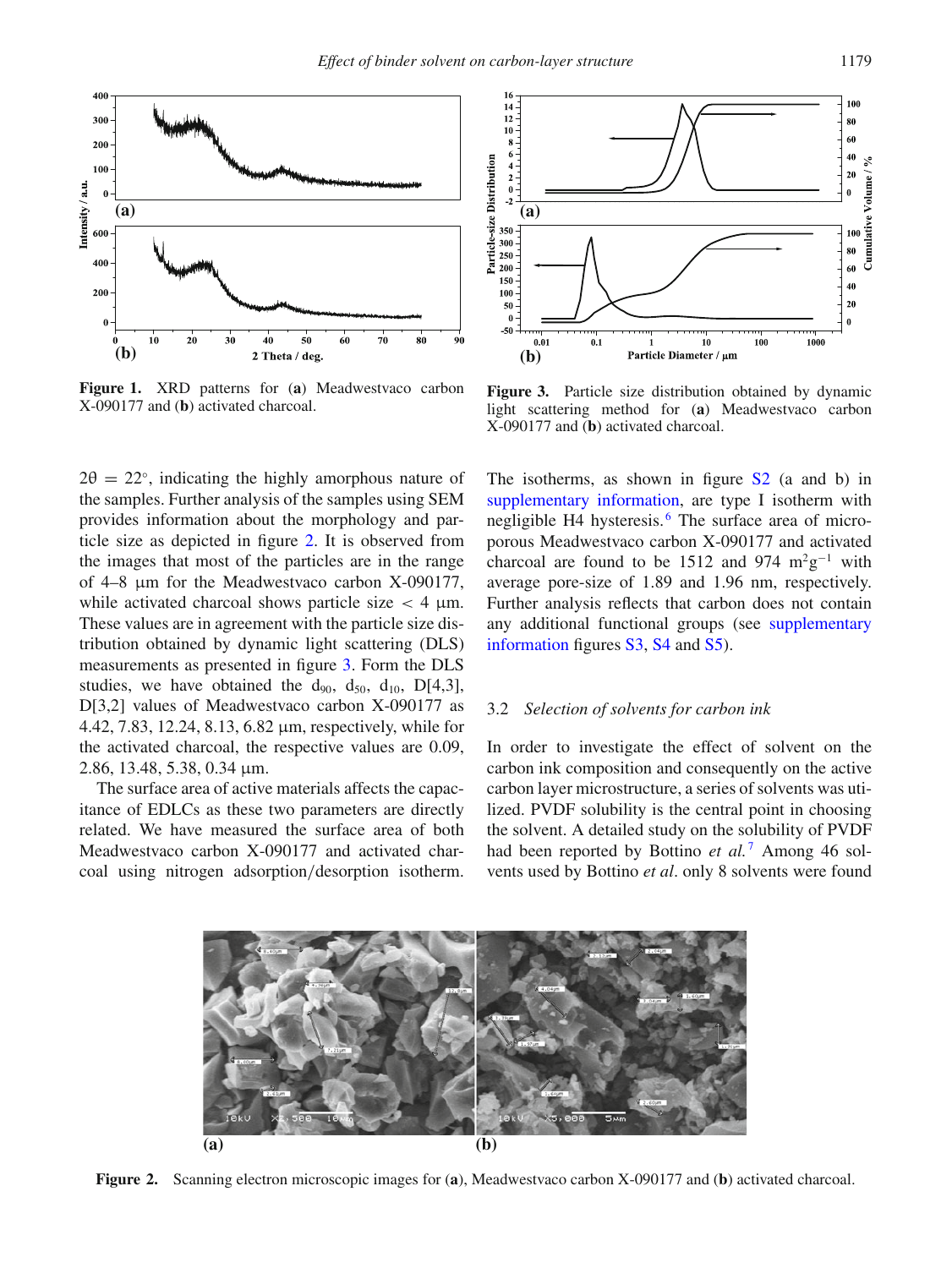**Figure 1.** XRD patterns for (**a**) Meadwestvaco carbon X-090177 and (**b**) activated charcoal.

**Figure 3.** Particle size distribution obtained by dynamic light scattering method for (**a**) Meadwestvaco carbon X-090177 and (**b**) activated charcoal.

$2\theta = 22^{\circ}$, indicating the highly amorphous nature of the samples. Further analysis of the samples using SEM provides information about the morphology and particle size as depicted in figure 2. It is observed from the images that most of the particles are in the range of 4–8 μm for the Meadwestvaco carbon X-090177, while activated charcoal shows particle size < 4 μm. These values are in agreement with the particle size distribution obtained by dynamic light scattering (DLS) measurements as presented in figure 3. Form the DLS studies, we have obtained the $d_{90}$, $d_{50}$, $d_{10}$, D[4,3], D[3,2] values of Meadwestvaco carbon X-090177 as 4.42, 7.83, 12.24, 8.13, 6.82 μm, respectively, while for the activated charcoal, the respective values are 0.09, 2.86, 13.48, 5.38, 0.34 μm.

The surface area of active materials affects the capacitance of EDLCs as these two parameters are directly related. We have measured the surface area of both Meadwestvaco carbon X-090177 and activated charcoal using nitrogen adsorption/desorption isotherm. The isotherms, as shown in figure S2 (a and b) in supplementary information, are type I isotherm with negligible H4 hysteresis.[6] The surface area of microporous Meadwestvaco carbon X-090177 and activated charcoal are found to be 1512 and 974 $m^2g^{-1}$ with average pore-size of 1.89 and 1.96 nm, respectively. Further analysis reflects that carbon does not contain any additional functional groups (see supplementary information figures S3, S4 and S5).

## 3.2 *Selection of solvents for carbon ink*

In order to investigate the effect of solvent on the carbon ink composition and consequently on the active carbon layer microstructure, a series of solvents was utilized. PVDF solubility is the central point in choosing the solvent. A detailed study on the solubility of PVDF had been reported by Bottino *et al.*[7] Among 46 solvents used by Bottino *et al*. only 8 solvents were found

**Figure 2.** Scanning electron microscopic images for (**a**), Meadwestvaco carbon X-090177 and (**b**) activated charcoal.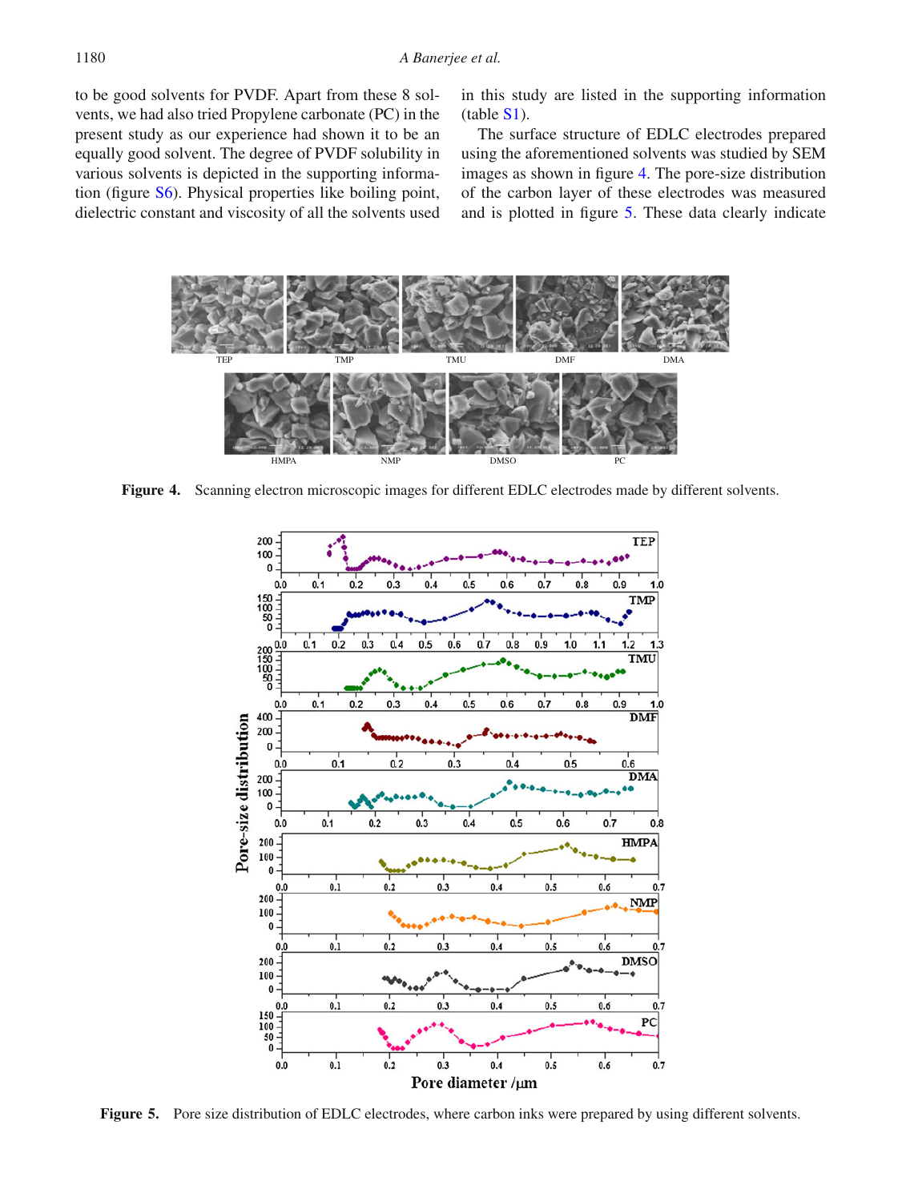to be good solvents for PVDF. Apart from these 8 solvents, we had also tried Propylene carbonate (PC) in the present study as our experience had shown it to be an equally good solvent. The degree of PVDF solubility in various solvents is depicted in the supporting information (figure S6). Physical properties like boiling point, dielectric constant and viscosity of all the solvents used in this study are listed in the supporting information (table S1).

The surface structure of EDLC electrodes prepared using the aforementioned solvents was studied by SEM images as shown in figure 4. The pore-size distribution of the carbon layer of these electrodes was measured and is plotted in figure 5. These data clearly indicate

**Figure 4.** Scanning electron microscopic images for different EDLC electrodes made by different solvents.

**Figure 5.** Pore size distribution of EDLC electrodes, where carbon inks were prepared by using different solvents.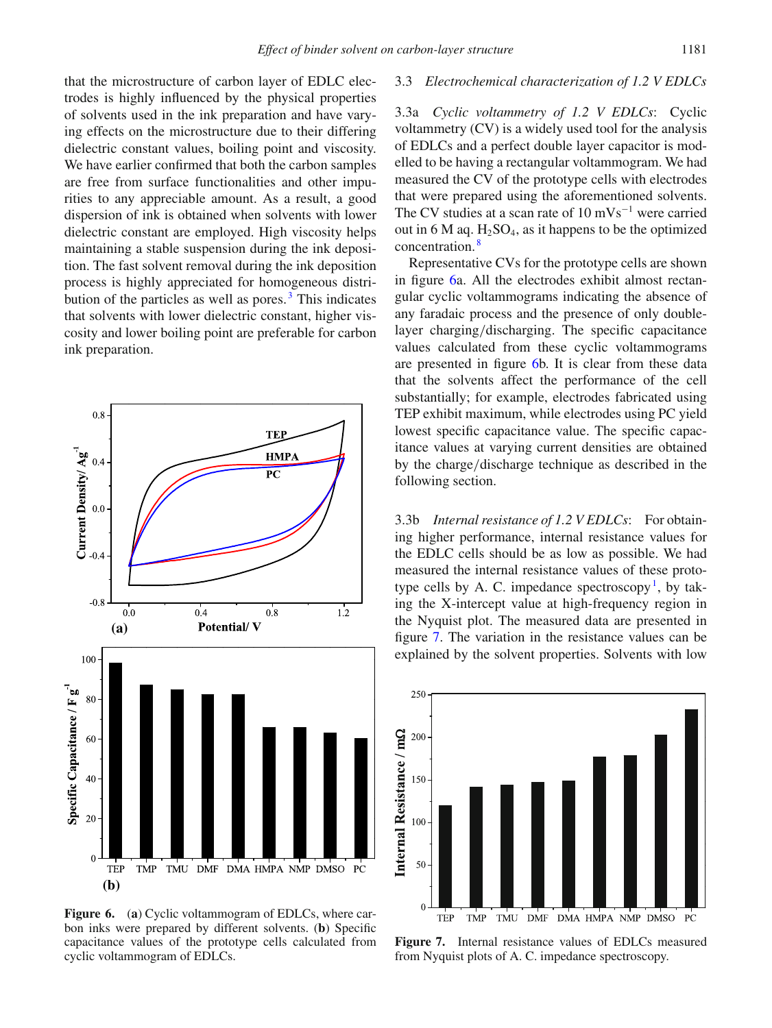that the microstructure of carbon layer of EDLC electrodes is highly influenced by the physical properties of solvents used in the ink preparation and have varying effects on the microstructure due to their differing dielectric constant values, boiling point and viscosity. We have earlier confirmed that both the carbon samples are free from surface functionalities and other impurities to any appreciable amount. As a result, a good dispersion of ink is obtained when solvents with lower dielectric constant are employed. High viscosity helps maintaining a stable suspension during the ink deposition. The fast solvent removal during the ink deposition process is highly appreciated for homogeneous distribution of the particles as well as pores.[3] This indicates that solvents with lower dielectric constant, higher viscosity and lower boiling point are preferable for carbon ink preparation.

**Figure 6.** (**a**) Cyclic voltammogram of EDLCs, where carbon inks were prepared by different solvents. (**b**) Specific capacitance values of the prototype cells calculated from cyclic voltammogram of EDLCs.

### 3.3 *Electrochemical characterization of 1.2 V EDLCs*

3.3a *Cyclic voltammetry of 1.2 V EDLCs*: Cyclic voltammetry (CV) is a widely used tool for the analysis of EDLCs and a perfect double layer capacitor is modelled to be having a rectangular voltammogram. We had measured the CV of the prototype cells with electrodes that were prepared using the aforementioned solvents. The CV studies at a scan rate of 10 $mVs^{-1}$ were carried out in 6 M aq. $H_2SO_4$, as it happens to be the optimized concentration.[8]

Representative CVs for the prototype cells are shown in figure 6a. All the electrodes exhibit almost rectangular cyclic voltammograms indicating the absence of any faradaic process and the presence of only double-layer charging/discharging. The specific capacitance values calculated from these cyclic voltammograms are presented in figure 6b. It is clear from these data that the solvents affect the performance of the cell substantially; for example, electrodes fabricated using TEP exhibit maximum, while electrodes using PC yield lowest specific capacitance value. The specific capacitance values at varying current densities are obtained by the charge/discharge technique as described in the following section.

3.3b *Internal resistance of 1.2 V EDLCs*: For obtaining higher performance, internal resistance values for the EDLC cells should be as low as possible. We had measured the internal resistance values of these prototype cells by A. C. impedance spectroscopy[1], by taking the X-intercept value at high-frequency region in the Nyquist plot. The measured data are presented in figure 7. The variation in the resistance values can be explained by the solvent properties. Solvents with low

**Figure 7.** Internal resistance values of EDLCs measured from Nyquist plots of A. C. impedance spectroscopy.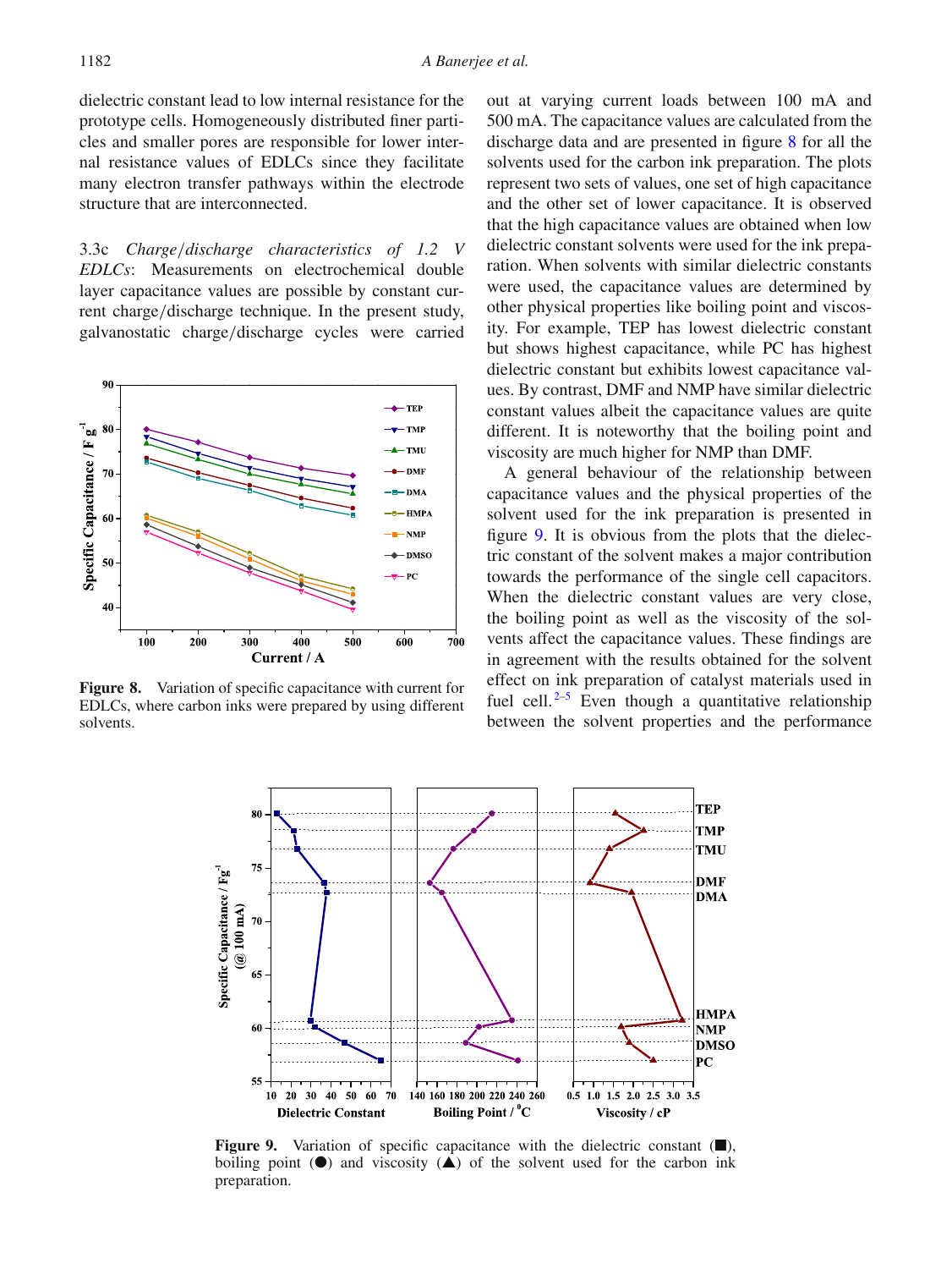dielectric constant lead to low internal resistance for the prototype cells. Homogeneously distributed finer particles and smaller pores are responsible for lower internal resistance values of EDLCs since they facilitate many electron transfer pathways within the electrode structure that are interconnected.

3.3c *Charge/discharge characteristics of 1.2 V EDLCs*: Measurements on electrochemical double layer capacitance values are possible by constant current charge/discharge technique. In the present study, galvanostatic charge/discharge cycles were carried out at varying current loads between 100 mA and 500 mA. The capacitance values are calculated from the discharge data and are presented in figure 8 for all the solvents used for the carbon ink preparation. The plots represent two sets of values, one set of high capacitance and the other set of lower capacitance. It is observed that the high capacitance values are obtained when low dielectric constant solvents were used for the ink preparation. When solvents with similar dielectric constants were used, the capacitance values are determined by other physical properties like boiling point and viscosity. For example, TEP has lowest dielectric constant but shows highest capacitance, while PC has highest dielectric constant but exhibits lowest capacitance values. By contrast, DMF and NMP have similar dielectric constant values albeit the capacitance values are quite different. It is noteworthy that the boiling point and viscosity are much higher for NMP than DMF.

**Figure 8.** Variation of specific capacitance with current for EDLCs, where carbon inks were prepared by using different solvents.

A general behaviour of the relationship between capacitance values and the physical properties of the solvent used for the ink preparation is presented in figure 9. It is obvious from the plots that the dielectric constant of the solvent makes a major contribution towards the performance of the single cell capacitors. When the dielectric constant values are very close, the boiling point as well as the viscosity of the solvents affect the capacitance values. These findings are in agreement with the results obtained for the solvent effect on ink preparation of catalyst materials used in fuel cell.[2–5] Even though a quantitative relationship between the solvent properties and the performance

**Figure 9.** Variation of specific capacitance with the dielectric constant (■), boiling point (●) and viscosity (▲) of the solvent used for the carbon ink preparation.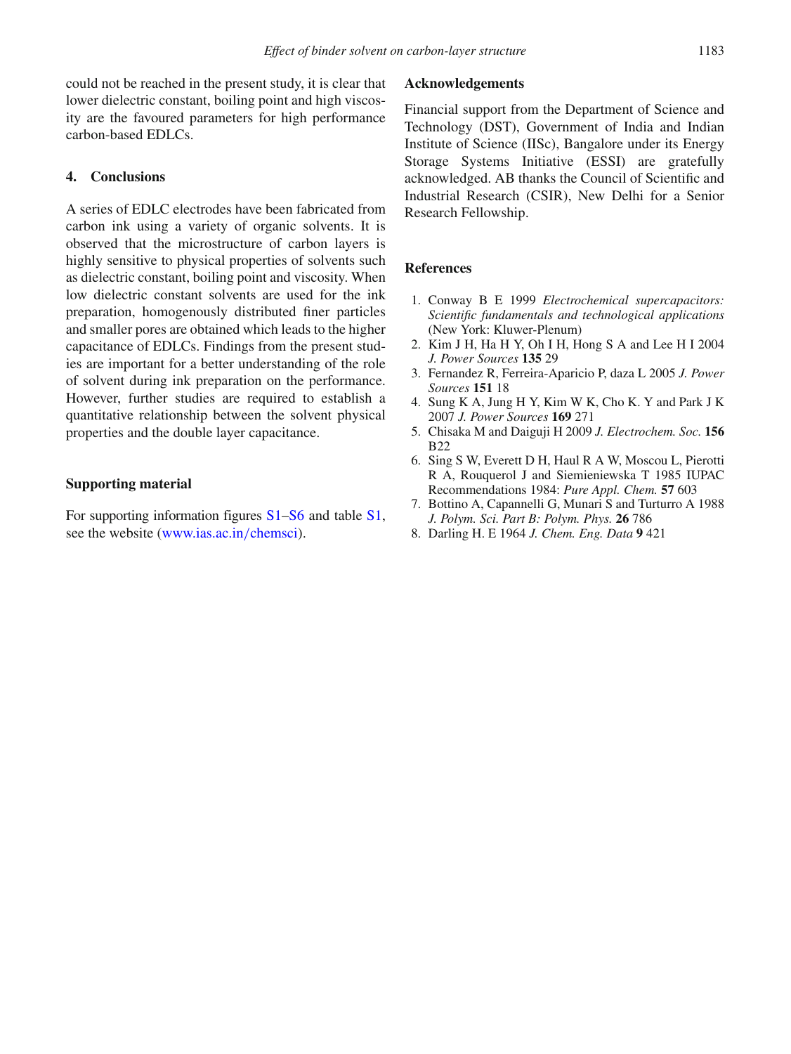could not be reached in the present study, it is clear that lower dielectric constant, boiling point and high viscosity are the favoured parameters for high performance carbon-based EDLCs.

## 4. Conclusions

A series of EDLC electrodes have been fabricated from carbon ink using a variety of organic solvents. It is observed that the microstructure of carbon layers is highly sensitive to physical properties of solvents such as dielectric constant, boiling point and viscosity. When low dielectric constant solvents are used for the ink preparation, homogenously distributed finer particles and smaller pores are obtained which leads to the higher capacitance of EDLCs. Findings from the present studies are important for a better understanding of the role of solvent during ink preparation on the performance. However, further studies are required to establish a quantitative relationship between the solvent physical properties and the double layer capacitance.

## Supporting material

For supporting information figures S1–S6 and table S1, see the website (www.ias.ac.in/chemsci).

## Acknowledgements

Financial support from the Department of Science and Technology (DST), Government of India and Indian Institute of Science (IISc), Bangalore under its Energy Storage Systems Initiative (ESSI) are gratefully acknowledged. AB thanks the Council of Scientific and Industrial Research (CSIR), New Delhi for a Senior Research Fellowship.

## References

1. Conway B E 1999 *Electrochemical supercapacitors: Scientific fundamentals and technological applications* (New York: Kluwer-Plenum)
2. Kim J H, Ha H Y, Oh I H, Hong S A and Lee H I 2004 *J. Power Sources* **135** 29
3. Fernandez R, Ferreira-Aparicio P, daza L 2005 *J. Power Sources* **151** 18
4. Sung K A, Jung H Y, Kim W K, Cho K. Y and Park J K 2007 *J. Power Sources* **169** 271
5. Chisaka M and Daiguji H 2009 *J. Electrochem. Soc.* **156** B22
6. Sing S W, Everett D H, Haul R A W, Moscou L, Pierotti R A, Rouquerol J and Siemieniewska T 1985 IUPAC Recommendations 1984: *Pure Appl. Chem.* **57** 603
7. Bottino A, Capannelli G, Munari S and Turturro A 1988 *J. Polym. Sci. Part B: Polym. Phys.* **26** 786
8. Darling H. E 1964 *J. Chem. Eng. Data* **9** 421